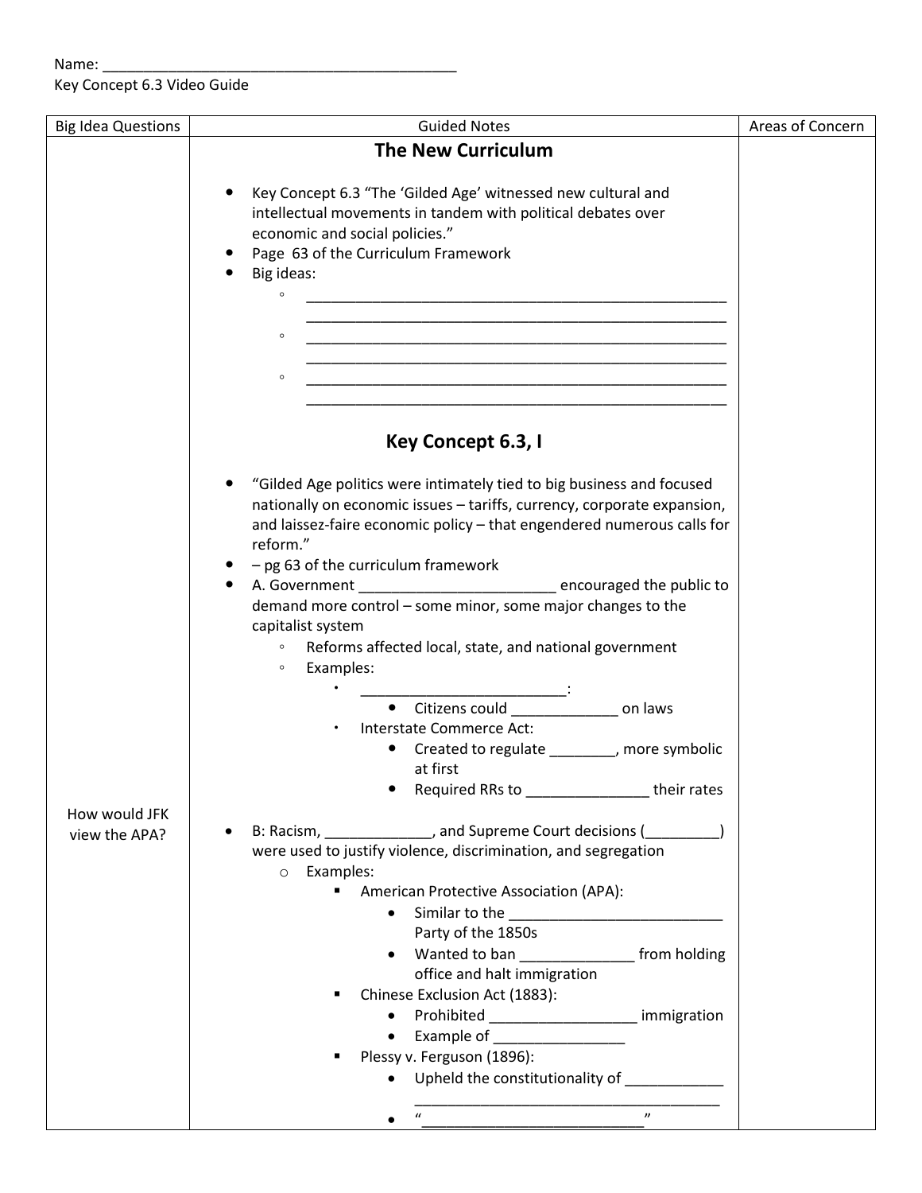Name: _____________________________________________

Key Concept 6.3 Video Guide

| Big Idea Questions | Guided Notes | Areas of Concern |
| --- | --- | --- |
| | **The New Curriculum**<br><br>• Key Concept 6.3 "The 'Gilded Age' witnessed new cultural and intellectual movements in tandem with political debates over economic and social policies."<br>• Page 63 of the Curriculum Framework<br>• Big ideas:<br>&nbsp;&nbsp;◦ ______________________________________________________<br>&nbsp;&nbsp;◦ ______________________________________________________<br>&nbsp;&nbsp;◦ ______________________________________________________<br><br>**Key Concept 6.3, I**<br><br>• "Gilded Age politics were intimately tied to big business and focused nationally on economic issues – tariffs, currency, corporate expansion, and laissez-faire economic policy – that engendered numerous calls for reform."<br>• – pg 63 of the curriculum framework<br>• A. Government ________________________ encouraged the public to demand more control – some minor, some major changes to the capitalist system<br>&nbsp;&nbsp;◦ Reforms affected local, state, and national government<br>&nbsp;&nbsp;◦ Examples:<br>&nbsp;&nbsp;&nbsp;&nbsp;▪ _________________________:<br>&nbsp;&nbsp;&nbsp;&nbsp;&nbsp;&nbsp;• Citizens could _____________ on laws<br>&nbsp;&nbsp;&nbsp;&nbsp;▪ Interstate Commerce Act:<br>&nbsp;&nbsp;&nbsp;&nbsp;&nbsp;&nbsp;• Created to regulate ________, more symbolic at first<br>&nbsp;&nbsp;&nbsp;&nbsp;&nbsp;&nbsp;• Required RRs to _______________ their rates | |
| How would JFK view the APA? | • B: Racism, _____________, and Supreme Court decisions (_________) were used to justify violence, discrimination, and segregation<br>&nbsp;&nbsp;o Examples:<br>&nbsp;&nbsp;&nbsp;&nbsp;▪ American Protective Association (APA):<br>&nbsp;&nbsp;&nbsp;&nbsp;&nbsp;&nbsp;• Similar to the __________________________ Party of the 1850s<br>&nbsp;&nbsp;&nbsp;&nbsp;&nbsp;&nbsp;• Wanted to ban ______________ from holding office and halt immigration<br>&nbsp;&nbsp;&nbsp;&nbsp;▪ Chinese Exclusion Act (1883):<br>&nbsp;&nbsp;&nbsp;&nbsp;&nbsp;&nbsp;• Prohibited __________________ immigration<br>&nbsp;&nbsp;&nbsp;&nbsp;&nbsp;&nbsp;• Example of ________________<br>&nbsp;&nbsp;&nbsp;&nbsp;▪ Plessy v. Ferguson (1896):<br>&nbsp;&nbsp;&nbsp;&nbsp;&nbsp;&nbsp;• Upheld the constitutionality of ____________ ______________________________________<br>&nbsp;&nbsp;&nbsp;&nbsp;&nbsp;&nbsp;• "____________________________" | |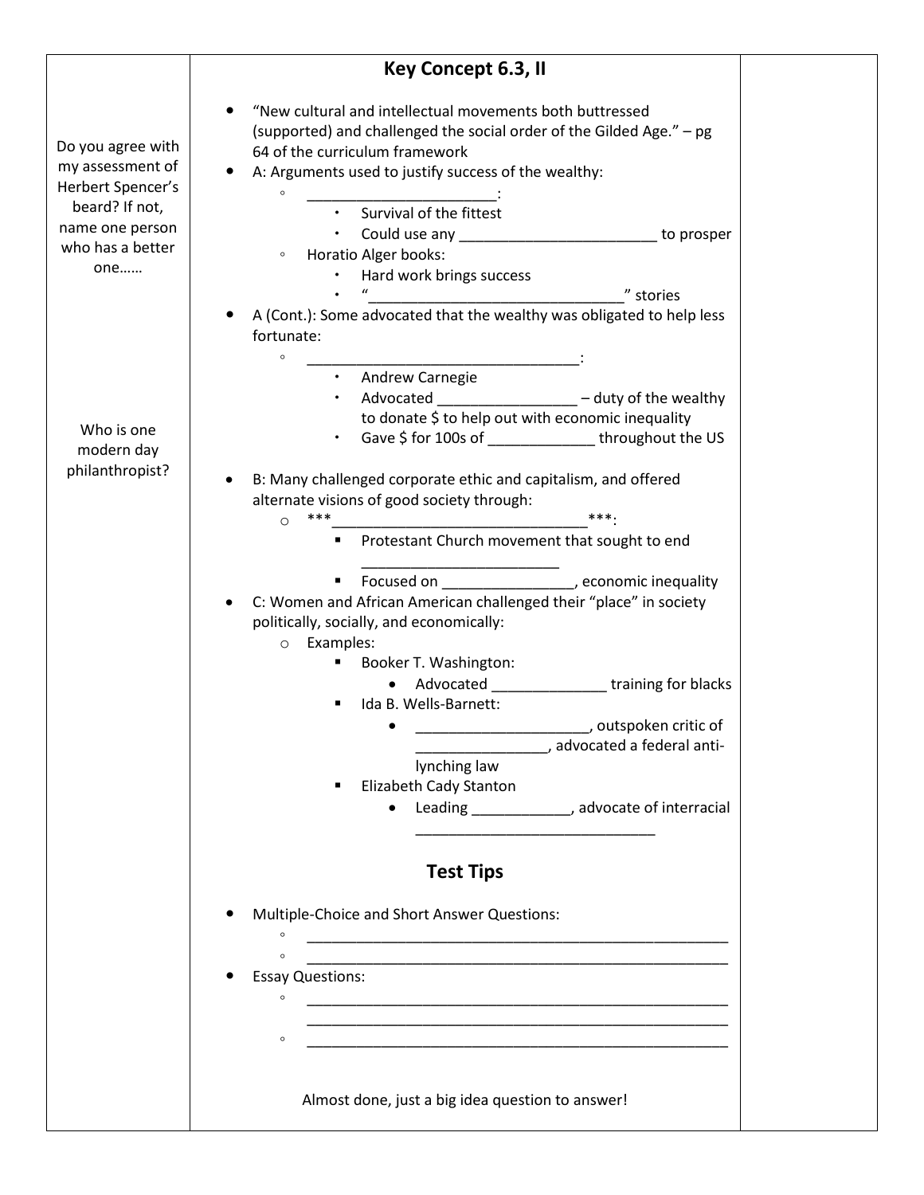## Key Concept 6.3, II

Do you agree with my assessment of Herbert Spencer's beard? If not, name one person who has a better one……

- "New cultural and intellectual movements both buttressed (supported) and challenged the social order of the Gilded Age." – pg 64 of the curriculum framework
- A: Arguments used to justify success of the wealthy:
  - _______________________:
    - Survival of the fittest
    - Could use any ________________________ to prosper
  - Horatio Alger books:
    - Hard work brings success
    - "_______________________________" stories
- A (Cont.): Some advocated that the wealthy was obligated to help less fortunate:
  - _________________________________:
    - Andrew Carnegie
    - Advocated ________________ – duty of the wealthy to donate $ to help out with economic inequality
    - Gave $ for 100s of ____________ throughout the US

Who is one modern day philanthropist?

- B: Many challenged corporate ethic and capitalism, and offered alternate visions of good society through:
  - ***_______________________________***:
    - Protestant Church movement that sought to end ________________________
    - Focused on _______________, economic inequality
- C: Women and African American challenged their "place" in society politically, socially, and economically:
  - Examples:
    - Booker T. Washington:
      - Advocated _____________ training for blacks
    - Ida B. Wells-Barnett:
      - ____________________, outspoken critic of _______________, advocated a federal anti-lynching law
    - Elizabeth Cady Stanton
      - Leading ___________, advocate of interracial _____________________________

## Test Tips

- Multiple-Choice and Short Answer Questions:
  - ____________________________________________________
  - ____________________________________________________
- Essay Questions:
  - ____________________________________________________
    ____________________________________________________
  - ____________________________________________________

Almost done, just a big idea question to answer!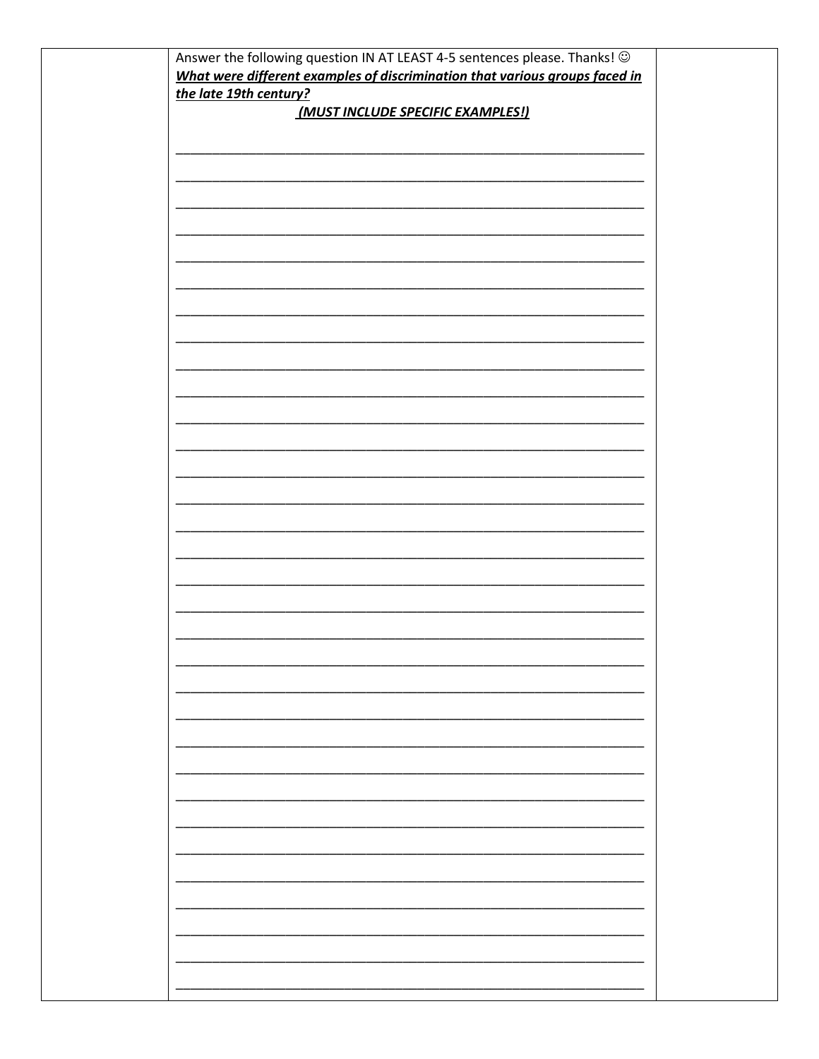Answer the following question IN AT LEAST 4-5 sentences please. Thanks! ☺

***What were different examples of discrimination that various groups faced in the late 19th century?***

***(MUST INCLUDE SPECIFIC EXAMPLES!)***

___________________________________________________________________

___________________________________________________________________

___________________________________________________________________

___________________________________________________________________

___________________________________________________________________

___________________________________________________________________

___________________________________________________________________

___________________________________________________________________

___________________________________________________________________

___________________________________________________________________

___________________________________________________________________

___________________________________________________________________

___________________________________________________________________

___________________________________________________________________

___________________________________________________________________

___________________________________________________________________

___________________________________________________________________

___________________________________________________________________

___________________________________________________________________

___________________________________________________________________

___________________________________________________________________

___________________________________________________________________

___________________________________________________________________

___________________________________________________________________

___________________________________________________________________

___________________________________________________________________

___________________________________________________________________

___________________________________________________________________

___________________________________________________________________

___________________________________________________________________

___________________________________________________________________

___________________________________________________________________